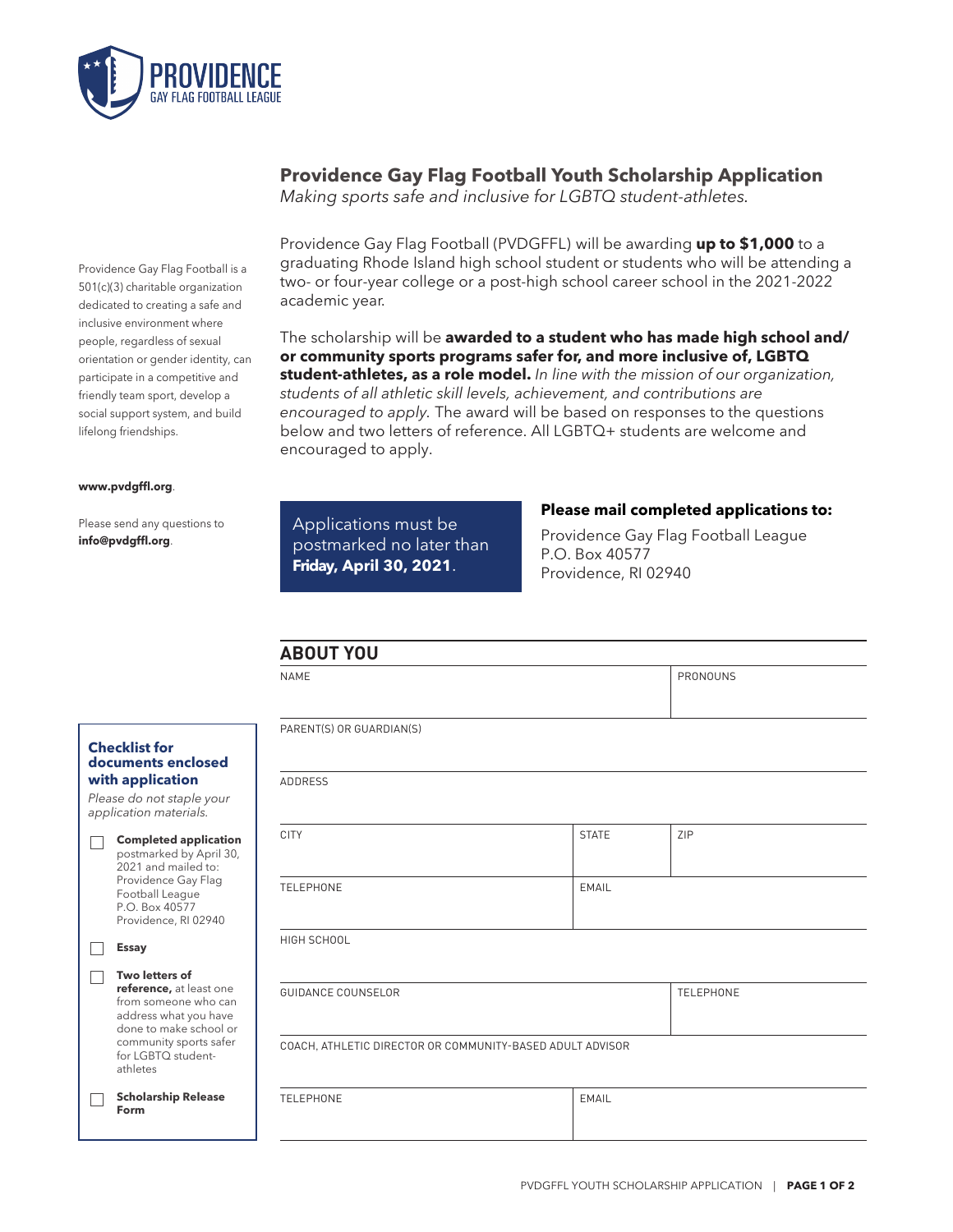PROVIDENCE
GAY FLAG FOOTBALL LEAGUE

# Providence Gay Flag Football Youth Scholarship Application

*Making sports safe and inclusive for LGBTQ student-athletes.*

Providence Gay Flag Football (PVDGFFL) will be awarding **up to $1,000** to a graduating Rhode Island high school student or students who will be attending a two- or four-year college or a post-high school career school in the 2021-2022 academic year.

The scholarship will be **awarded to a student who has made high school and/or community sports programs safer for, and more inclusive of, LGBTQ student-athletes, as a role model.** *In line with the mission of our organization, students of all athletic skill levels, achievement, and contributions are encouraged to apply.* The award will be based on responses to the questions below and two letters of reference. All LGBTQ+ students are welcome and encouraged to apply.

Applications must be postmarked no later than **Friday, April 30, 2021**.

**Please mail completed applications to:**

Providence Gay Flag Football League
P.O. Box 40577
Providence, RI 02940

Providence Gay Flag Football is a 501(c)(3) charitable organization dedicated to creating a safe and inclusive environment where people, regardless of sexual orientation or gender identity, can participate in a competitive and friendly team sport, develop a social support system, and build lifelong friendships.

**www.pvdgffl.org**.

Please send any questions to **info@pvdgffl.org**.

## ABOUT YOU

| NAME | | PRONOUNS |
|---|---|---|
| PARENT(S) OR GUARDIAN(S) | | |
| ADDRESS | | |
| CITY | STATE | ZIP |
| TELEPHONE | EMAIL | |
| HIGH SCHOOL | | |
| GUIDANCE COUNSELOR | | TELEPHONE |
| COACH, ATHLETIC DIRECTOR OR COMMUNITY-BASED ADULT ADVISOR | | |
| TELEPHONE | EMAIL | |

### Checklist for documents enclosed with application

*Please do not staple your application materials.*

- ☐ **Completed application** postmarked by April 30, 2021 and mailed to: Providence Gay Flag Football League P.O. Box 40577 Providence, RI 02940
- ☐ **Essay**
- ☐ **Two letters of reference,** at least one from someone who can address what you have done to make school or community sports safer for LGBTQ student-athletes
- ☐ **Scholarship Release Form**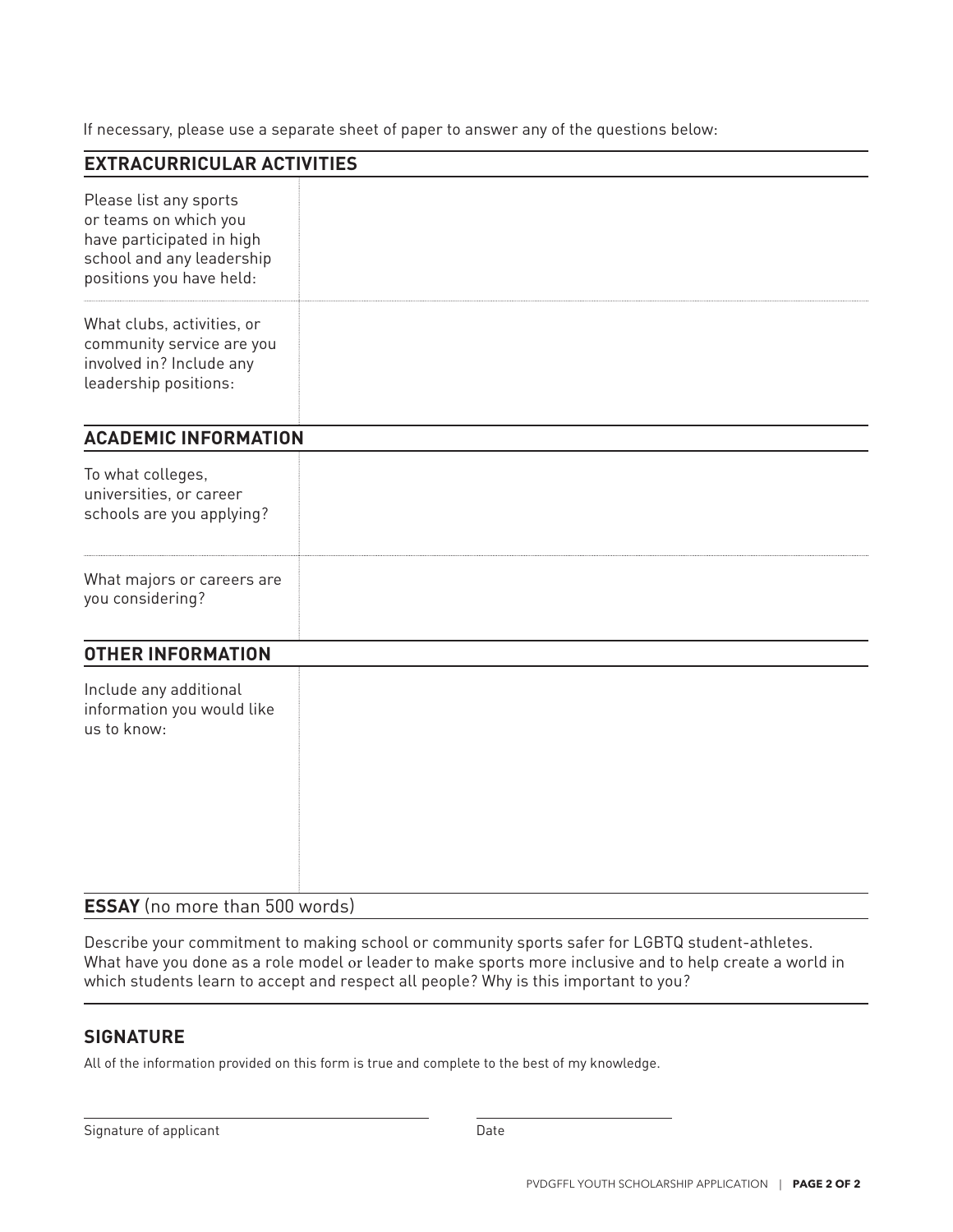If necessary, please use a separate sheet of paper to answer any of the questions below:

## EXTRACURRICULAR ACTIVITIES

| | |
|---|---|
| Please list any sports or teams on which you have participated in high school and any leadership positions you have held: | |
| What clubs, activities, or community service are you involved in? Include any leadership positions: | |

## ACADEMIC INFORMATION

| | |
|---|---|
| To what colleges, universities, or career schools are you applying? | |
| What majors or careers are you considering? | |

## OTHER INFORMATION

| | |
|---|---|
| Include any additional information you would like us to know: | |

## ESSAY (no more than 500 words)

Describe your commitment to making school or community sports safer for LGBTQ student-athletes. What have you done as a role model or leader to make sports more inclusive and to help create a world in which students learn to accept and respect all people? Why is this important to you?

## SIGNATURE

All of the information provided on this form is true and complete to the best of my knowledge.

Signature of applicant ______________________ Date ______________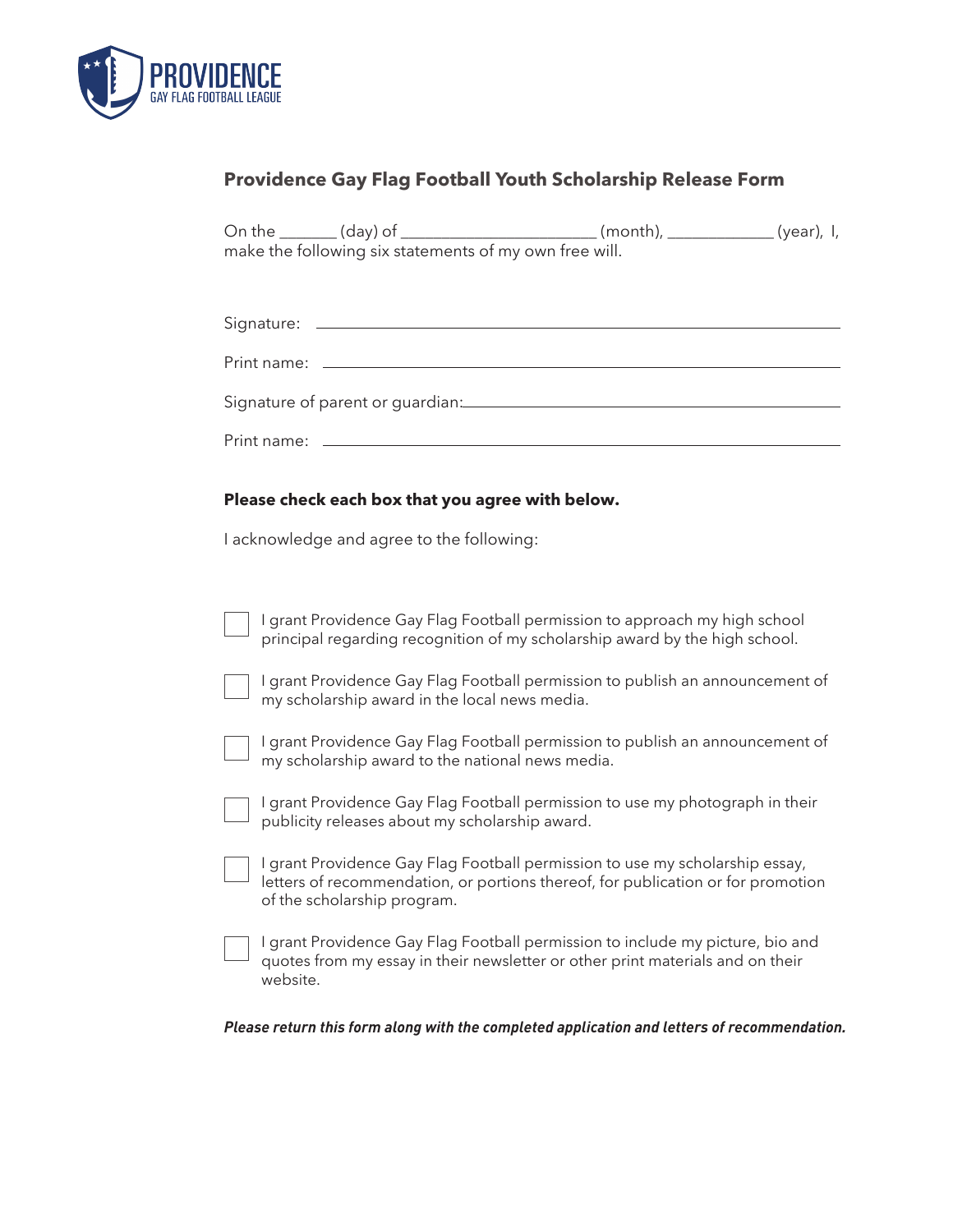PROVIDENCE
GAY FLAG FOOTBALL LEAGUE

## Providence Gay Flag Football Youth Scholarship Release Form

On the _______ (day) of _______________________ (month), _____________ (year), I, make the following six statements of my own free will.

Signature: ____________________________________________

Print name: ____________________________________________

Signature of parent or guardian: ____________________________________________

Print name: ____________________________________________

**Please check each box that you agree with below.**

I acknowledge and agree to the following:

- ☐ I grant Providence Gay Flag Football permission to approach my high school principal regarding recognition of my scholarship award by the high school.
- ☐ I grant Providence Gay Flag Football permission to publish an announcement of my scholarship award in the local news media.
- ☐ I grant Providence Gay Flag Football permission to publish an announcement of my scholarship award to the national news media.
- ☐ I grant Providence Gay Flag Football permission to use my photograph in their publicity releases about my scholarship award.
- ☐ I grant Providence Gay Flag Football permission to use my scholarship essay, letters of recommendation, or portions thereof, for publication or for promotion of the scholarship program.
- ☐ I grant Providence Gay Flag Football permission to include my picture, bio and quotes from my essay in their newsletter or other print materials and on their website.

***Please return this form along with the completed application and letters of recommendation.***